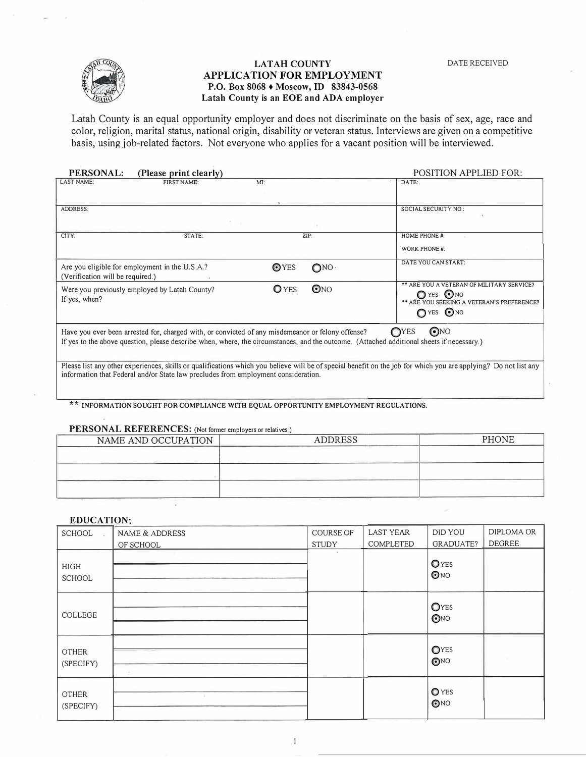DATE RECEIVED

# LATAH COUNTY
## APPLICATION FOR EMPLOYMENT

**P.O. Box 8068 ♦ Moscow, ID 83843-0568**
**Latah County is an EOE and ADA employer**

Latah County is an equal opportunity employer and does not discriminate on the basis of sex, age, race and color, religion, marital status, national origin, disability or veteran status. Interviews are given on a competitive basis, using job-related factors. Not everyone who applies for a vacant position will be interviewed.

**PERSONAL: (Please print clearly)** POSITION APPLIED FOR:

| LAST NAME: FIRST NAME: MI: | DATE: |
|---|---|
| ADDRESS: | SOCIAL SECURITY NO.: |
| CITY: STATE: ZIP: | HOME PHONE #: <br> WORK PHONE #: |
| Are you eligible for employment in the U.S.A.? (Verification will be required.) ◉ YES ○ NO | DATE YOU CAN START: |
| Were you previously employed by Latah County? ○ YES ◉ NO <br> If yes, when? | ** ARE YOU A VETERAN OF MILITARY SERVICE? ○ YES ◉ NO <br> ** ARE YOU SEEKING A VETERAN'S PREFERENCE? ○ YES ◉ NO |

Have you ever been arrested for, charged with, or convicted of any misdemeanor or felony offense? ○ YES ◉ NO
If yes to the above question, please describe when, where, the circumstances, and the outcome. (Attached additional sheets if necessary.)

Please list any other experiences, skills or qualifications which you believe will be of special benefit on the job for which you are applying? Do not list any information that Federal and/or State law precludes from employment consideration.

** INFORMATION SOUGHT FOR COMPLIANCE WITH EQUAL OPPORTUNITY EMPLOYMENT REGULATIONS.

**PERSONAL REFERENCES:** (Not former employers or relatives.)

| NAME AND OCCUPATION | ADDRESS | PHONE |
|---|---|---|
| | | |
| | | |
| | | |

**EDUCATION:**

| SCHOOL | NAME & ADDRESS OF SCHOOL | COURSE OF STUDY | LAST YEAR COMPLETED | DID YOU GRADUATE? | DIPLOMA OR DEGREE |
|---|---|---|---|---|---|
| HIGH SCHOOL | | | | ○ YES ◉ NO | |
| COLLEGE | | | | ○ YES ◉ NO | |
| OTHER (SPECIFY) | | | | ○ YES ◉ NO | |
| OTHER (SPECIFY) | | | | ○ YES ◉ NO | |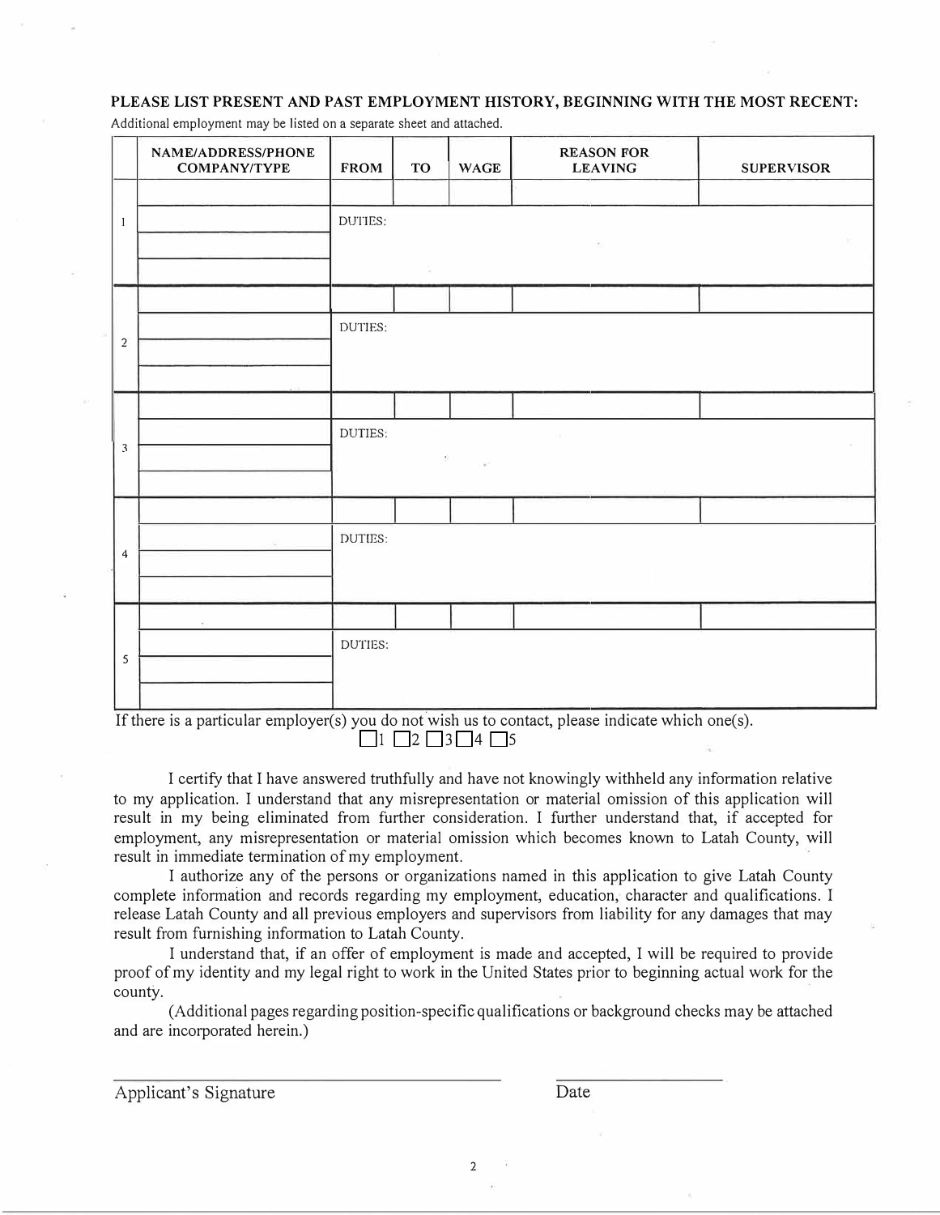**PLEASE LIST PRESENT AND PAST EMPLOYMENT HISTORY, BEGINNING WITH THE MOST RECENT:**

Additional employment may be listed on a separate sheet and attached.

| | NAME/ADDRESS/PHONE COMPANY/TYPE | FROM | TO | WAGE | REASON FOR LEAVING | SUPERVISOR |
|---|---|---|---|---|---|---|
| 1 | | | | | | |
| | | DUTIES: | | | | |
| | | | | | | |
| | | | | | | |
| 2 | | | | | | |
| | | DUTIES: | | | | |
| | | | | | | |
| | | | | | | |
| 3 | | | | | | |
| | | DUTIES: | | | | |
| | | | | | | |
| | | | | | | |
| 4 | | | | | | |
| | | DUTIES: | | | | |
| | | | | | | |
| | | | | | | |
| 5 | | | | | | |
| | | DUTIES: | | | | |
| | | | | | | |
| | | | | | | |

If there is a particular employer(s) you do not wish us to contact, please indicate which one(s).

☐1 ☐2 ☐3 ☐4 ☐5

I certify that I have answered truthfully and have not knowingly withheld any information relative to my application. I understand that any misrepresentation or material omission of this application will result in my being eliminated from further consideration. I further understand that, if accepted for employment, any misrepresentation or material omission which becomes known to Latah County, will result in immediate termination of my employment.

I authorize any of the persons or organizations named in this application to give Latah County complete information and records regarding my employment, education, character and qualifications. I release Latah County and all previous employers and supervisors from liability for any damages that may result from furnishing information to Latah County.

I understand that, if an offer of employment is made and accepted, I will be required to provide proof of my identity and my legal right to work in the United States prior to beginning actual work for the county.

(Additional pages regarding position-specific qualifications or background checks may be attached and are incorporated herein.)

_______________________________ Applicant's Signature

_______________ Date